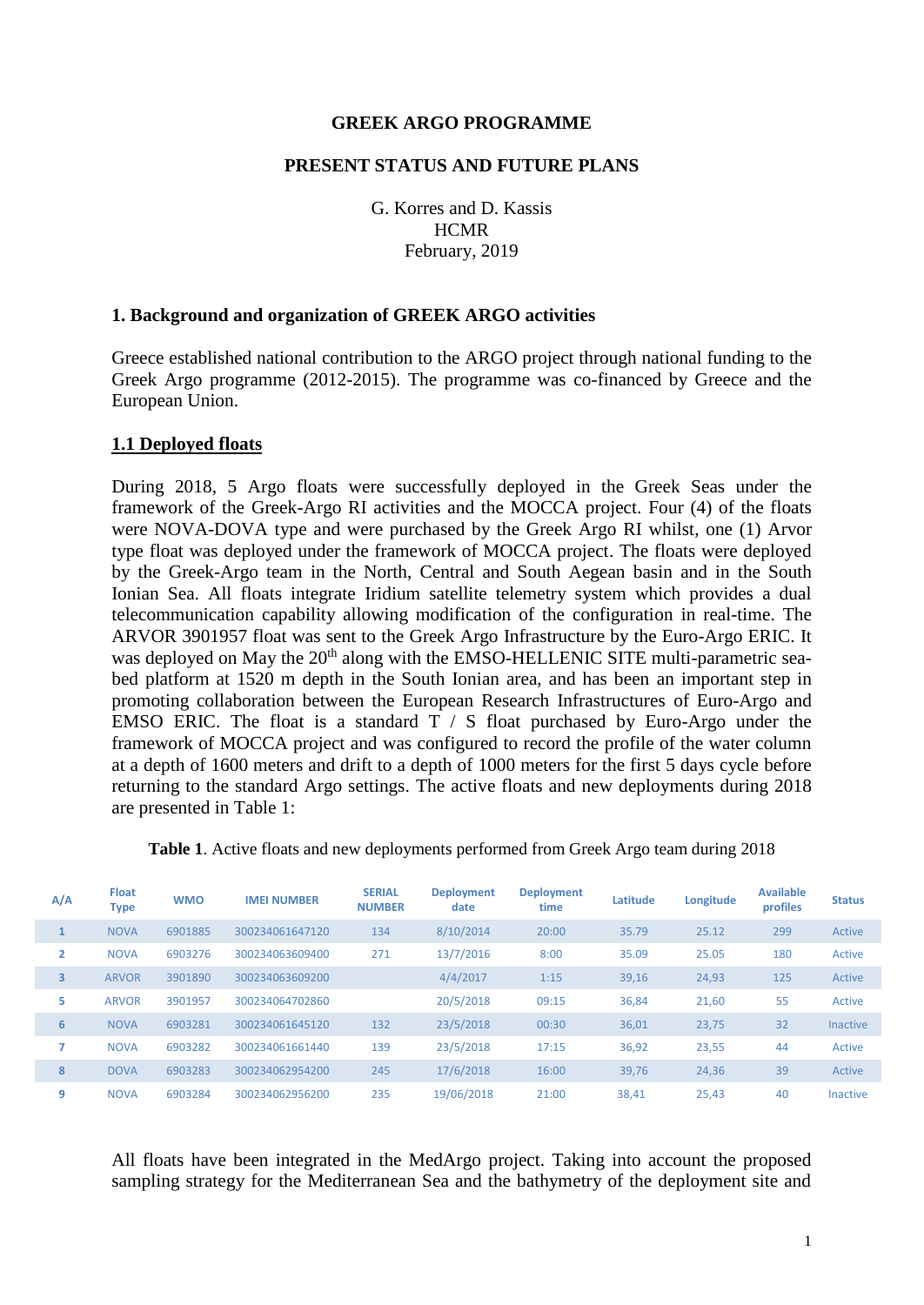**GREEK ARGO PROGRAMME**

**PRESENT STATUS AND FUTURE PLANS**

G. Korres and D. Kassis
HCMR
February, 2019

## 1. Background and organization of GREEK ARGO activities

Greece established national contribution to the ARGO project through national funding to the Greek Argo programme (2012-2015). The programme was co-financed by Greece and the European Union.

### 1.1 Deployed floats

During 2018, 5 Argo floats were successfully deployed in the Greek Seas under the framework of the Greek-Argo RI activities and the MOCCA project. Four (4) of the floats were NOVA-DOVA type and were purchased by the Greek Argo RI whilst, one (1) Arvor type float was deployed under the framework of MOCCA project. The floats were deployed by the Greek-Argo team in the North, Central and South Aegean basin and in the South Ionian Sea. All floats integrate Iridium satellite telemetry system which provides a dual telecommunication capability allowing modification of the configuration in real-time. The ARVOR 3901957 float was sent to the Greek Argo Infrastructure by the Euro-Argo ERIC. It was deployed on May the 20th along with the EMSO-HELLENIC SITE multi-parametric sea-bed platform at 1520 m depth in the South Ionian area, and has been an important step in promoting collaboration between the European Research Infrastructures of Euro-Argo and EMSO ERIC. The float is a standard T / S float purchased by Euro-Argo under the framework of MOCCA project and was configured to record the profile of the water column at a depth of 1600 meters and drift to a depth of 1000 meters for the first 5 days cycle before returning to the standard Argo settings. The active floats and new deployments during 2018 are presented in Table 1:

**Table 1**. Active floats and new deployments performed from Greek Argo team during 2018

| A/A | Float Type | WMO | IMEI NUMBER | SERIAL NUMBER | Deployment date | Deployment time | Latitude | Longitude | Available profiles | Status |
|---|---|---|---|---|---|---|---|---|---|---|
| 1 | NOVA | 6901885 | 300234061647120 | 134 | 8/10/2014 | 20:00 | 35.79 | 25.12 | 299 | Active |
| 2 | NOVA | 6903276 | 300234063609400 | 271 | 13/7/2016 | 8:00 | 35.09 | 25.05 | 180 | Active |
| 3 | ARVOR | 3901890 | 300234063609200 | | 4/4/2017 | 1:15 | 39,16 | 24,93 | 125 | Active |
| 5 | ARVOR | 3901957 | 300234064702860 | | 20/5/2018 | 09:15 | 36,84 | 21,60 | 55 | Active |
| 6 | NOVA | 6903281 | 300234061645120 | 132 | 23/5/2018 | 00:30 | 36,01 | 23,75 | 32 | Inactive |
| 7 | NOVA | 6903282 | 300234061661440 | 139 | 23/5/2018 | 17:15 | 36,92 | 23,55 | 44 | Active |
| 8 | DOVA | 6903283 | 300234062954200 | 245 | 17/6/2018 | 16:00 | 39,76 | 24,36 | 39 | Active |
| 9 | NOVA | 6903284 | 300234062956200 | 235 | 19/06/2018 | 21:00 | 38,41 | 25,43 | 40 | Inactive |

All floats have been integrated in the MedArgo project. Taking into account the proposed sampling strategy for the Mediterranean Sea and the bathymetry of the deployment site and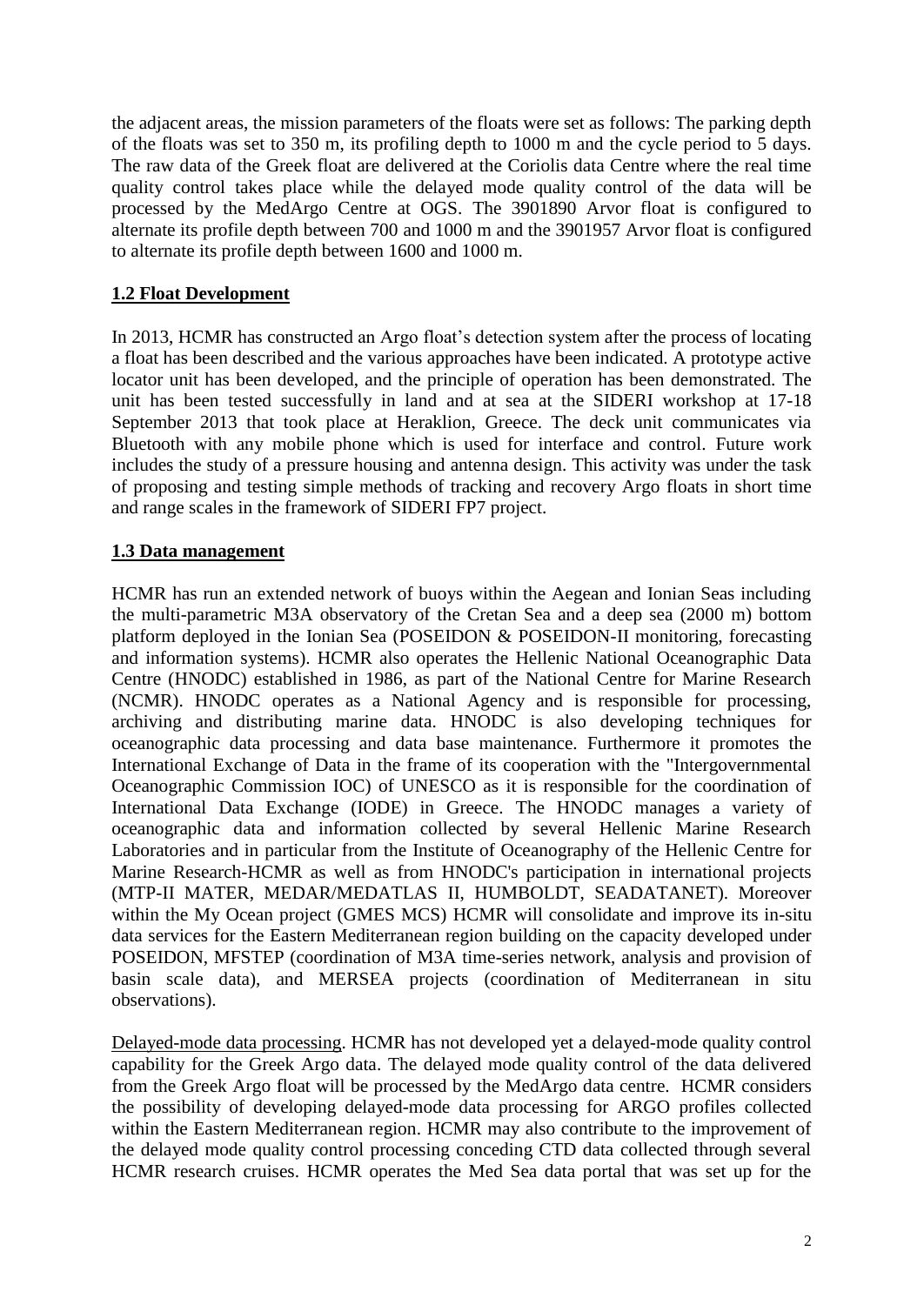the adjacent areas, the mission parameters of the floats were set as follows: The parking depth of the floats was set to 350 m, its profiling depth to 1000 m and the cycle period to 5 days. The raw data of the Greek float are delivered at the Coriolis data Centre where the real time quality control takes place while the delayed mode quality control of the data will be processed by the MedArgo Centre at OGS. The 3901890 Arvor float is configured to alternate its profile depth between 700 and 1000 m and the 3901957 Arvor float is configured to alternate its profile depth between 1600 and 1000 m.

## 1.2 Float Development

In 2013, HCMR has constructed an Argo float's detection system after the process of locating a float has been described and the various approaches have been indicated. A prototype active locator unit has been developed, and the principle of operation has been demonstrated. The unit has been tested successfully in land and at sea at the SIDERI workshop at 17-18 September 2013 that took place at Heraklion, Greece. The deck unit communicates via Bluetooth with any mobile phone which is used for interface and control. Future work includes the study of a pressure housing and antenna design. This activity was under the task of proposing and testing simple methods of tracking and recovery Argo floats in short time and range scales in the framework of SIDERI FP7 project.

## 1.3 Data management

HCMR has run an extended network of buoys within the Aegean and Ionian Seas including the multi-parametric M3A observatory of the Cretan Sea and a deep sea (2000 m) bottom platform deployed in the Ionian Sea (POSEIDON & POSEIDON-II monitoring, forecasting and information systems). HCMR also operates the Hellenic National Oceanographic Data Centre (HNODC) established in 1986, as part of the National Centre for Marine Research (NCMR). HNODC operates as a National Agency and is responsible for processing, archiving and distributing marine data. HNODC is also developing techniques for oceanographic data processing and data base maintenance. Furthermore it promotes the International Exchange of Data in the frame of its cooperation with the "Intergovernmental Oceanographic Commission IOC) of UNESCO as it is responsible for the coordination of International Data Exchange (IODE) in Greece. The HNODC manages a variety of oceanographic data and information collected by several Hellenic Marine Research Laboratories and in particular from the Institute of Oceanography of the Hellenic Centre for Marine Research-HCMR as well as from HNODC's participation in international projects (MTP-II MATER, MEDAR/MEDATLAS II, HUMBOLDT, SEADATANET). Moreover within the My Ocean project (GMES MCS) HCMR will consolidate and improve its in-situ data services for the Eastern Mediterranean region building on the capacity developed under POSEIDON, MFSTEP (coordination of M3A time-series network, analysis and provision of basin scale data), and MERSEA projects (coordination of Mediterranean in situ observations).

Delayed-mode data processing. HCMR has not developed yet a delayed-mode quality control capability for the Greek Argo data. The delayed mode quality control of the data delivered from the Greek Argo float will be processed by the MedArgo data centre. HCMR considers the possibility of developing delayed-mode data processing for ARGO profiles collected within the Eastern Mediterranean region. HCMR may also contribute to the improvement of the delayed mode quality control processing conceding CTD data collected through several HCMR research cruises. HCMR operates the Med Sea data portal that was set up for the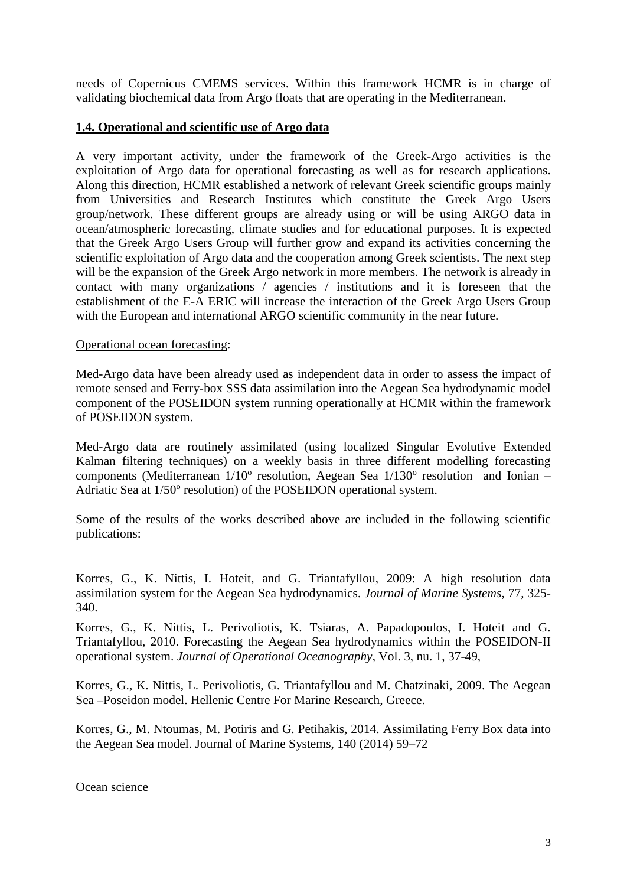needs of Copernicus CMEMS services. Within this framework HCMR is in charge of validating biochemical data from Argo floats that are operating in the Mediterranean.

## **1.4. Operational and scientific use of Argo data**

A very important activity, under the framework of the Greek-Argo activities is the exploitation of Argo data for operational forecasting as well as for research applications. Along this direction, HCMR established a network of relevant Greek scientific groups mainly from Universities and Research Institutes which constitute the Greek Argo Users group/network. These different groups are already using or will be using ARGO data in ocean/atmospheric forecasting, climate studies and for educational purposes. It is expected that the Greek Argo Users Group will further grow and expand its activities concerning the scientific exploitation of Argo data and the cooperation among Greek scientists. The next step will be the expansion of the Greek Argo network in more members. The network is already in contact with many organizations / agencies / institutions and it is foreseen that the establishment of the E-A ERIC will increase the interaction of the Greek Argo Users Group with the European and international ARGO scientific community in the near future.

Operational ocean forecasting:

Med-Argo data have been already used as independent data in order to assess the impact of remote sensed and Ferry-box SSS data assimilation into the Aegean Sea hydrodynamic model component of the POSEIDON system running operationally at HCMR within the framework of POSEIDON system.

Med-Argo data are routinely assimilated (using localized Singular Evolutive Extended Kalman filtering techniques) on a weekly basis in three different modelling forecasting components (Mediterranean $1/10^o$ resolution, Aegean Sea $1/130^o$ resolution and Ionian – Adriatic Sea at $1/50^o$ resolution) of the POSEIDON operational system.

Some of the results of the works described above are included in the following scientific publications:

Korres, G., K. Nittis, I. Hoteit, and G. Triantafyllou, 2009: A high resolution data assimilation system for the Aegean Sea hydrodynamics. *Journal of Marine Systems*, 77, 325-340.

Korres, G., K. Nittis, L. Perivoliotis, K. Tsiaras, A. Papadopoulos, I. Hoteit and G. Triantafyllou, 2010. Forecasting the Aegean Sea hydrodynamics within the POSEIDON-II operational system. *Journal of Operational Oceanography*, Vol. 3, nu. 1, 37-49,

Korres, G., K. Nittis, L. Perivoliotis, G. Triantafyllou and M. Chatzinaki, 2009. The Aegean Sea –Poseidon model. Hellenic Centre For Marine Research, Greece.

Korres, G., M. Ntoumas, M. Potiris and G. Petihakis, 2014. Assimilating Ferry Box data into the Aegean Sea model. Journal of Marine Systems, 140 (2014) 59–72

Ocean science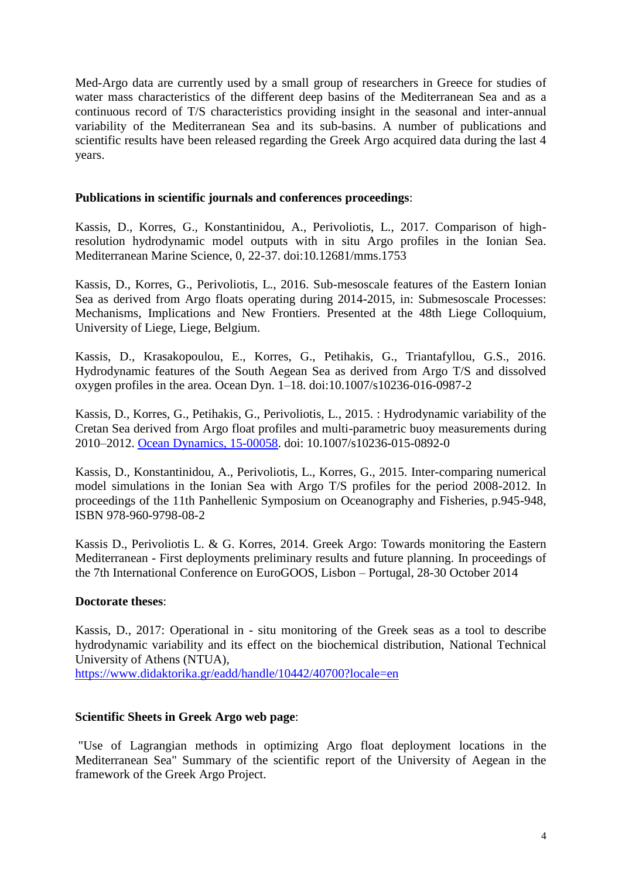Med-Argo data are currently used by a small group of researchers in Greece for studies of water mass characteristics of the different deep basins of the Mediterranean Sea and as a continuous record of T/S characteristics providing insight in the seasonal and inter-annual variability of the Mediterranean Sea and its sub-basins. A number of publications and scientific results have been released regarding the Greek Argo acquired data during the last 4 years.

**Publications in scientific journals and conferences proceedings**:

Kassis, D., Korres, G., Konstantinidou, A., Perivoliotis, L., 2017. Comparison of high-resolution hydrodynamic model outputs with in situ Argo profiles in the Ionian Sea. Mediterranean Marine Science, 0, 22-37. doi:10.12681/mms.1753

Kassis, D., Korres, G., Perivoliotis, L., 2016. Sub-mesoscale features of the Eastern Ionian Sea as derived from Argo floats operating during 2014-2015, in: Submesoscale Processes: Mechanisms, Implications and New Frontiers. Presented at the 48th Liege Colloquium, University of Liege, Liege, Belgium.

Kassis, D., Krasakopoulou, E., Korres, G., Petihakis, G., Triantafyllou, G.S., 2016. Hydrodynamic features of the South Aegean Sea as derived from Argo T/S and dissolved oxygen profiles in the area. Ocean Dyn. 1–18. doi:10.1007/s10236-016-0987-2

Kassis, D., Korres, G., Petihakis, G., Perivoliotis, L., 2015. : Hydrodynamic variability of the Cretan Sea derived from Argo float profiles and multi-parametric buoy measurements during 2010–2012. Ocean Dynamics, 15-00058. doi: 10.1007/s10236-015-0892-0

Kassis, D., Konstantinidou, A., Perivoliotis, L., Korres, G., 2015. Inter-comparing numerical model simulations in the Ionian Sea with Argo T/S profiles for the period 2008-2012. In proceedings of the 11th Panhellenic Symposium on Oceanography and Fisheries, p.945-948, ISBN 978-960-9798-08-2

Kassis D., Perivoliotis L. & G. Korres, 2014. Greek Argo: Towards monitoring the Eastern Mediterranean - First deployments preliminary results and future planning. In proceedings of the 7th International Conference on EuroGOOS, Lisbon – Portugal, 28-30 October 2014

**Doctorate theses**:

Kassis, D., 2017: Operational in - situ monitoring of the Greek seas as a tool to describe hydrodynamic variability and its effect on the biochemical distribution, National Technical University of Athens (NTUA),
https://www.didaktorika.gr/eadd/handle/10442/40700?locale=en

**Scientific Sheets in Greek Argo web page**:

"Use of Lagrangian methods in optimizing Argo float deployment locations in the Mediterranean Sea" Summary of the scientific report of the University of Aegean in the framework of the Greek Argo Project.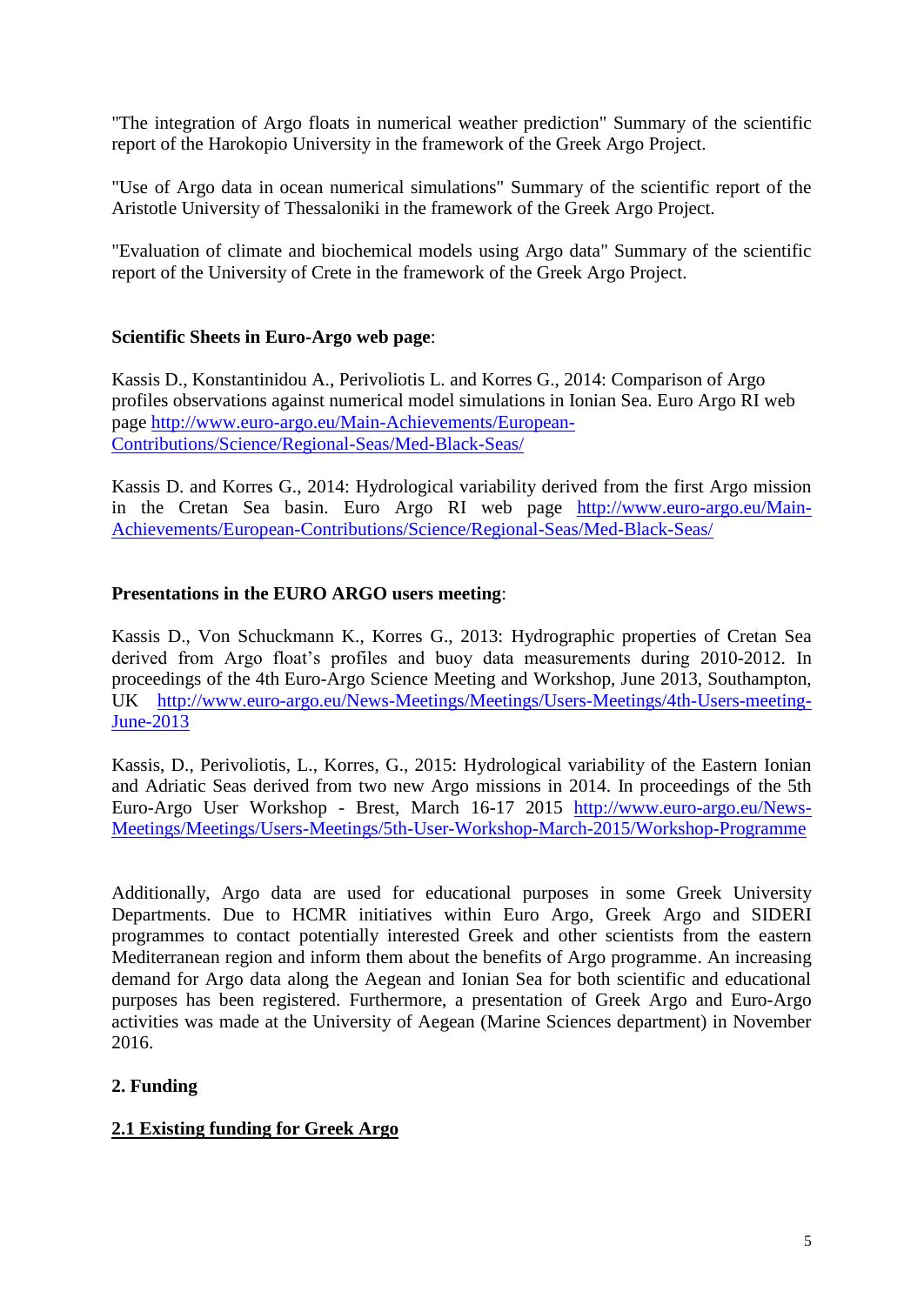"The integration of Argo floats in numerical weather prediction" Summary of the scientific report of the Harokopio University in the framework of the Greek Argo Project.

"Use of Argo data in ocean numerical simulations" Summary of the scientific report of the Aristotle University of Thessaloniki in the framework of the Greek Argo Project.

"Evaluation of climate and biochemical models using Argo data" Summary of the scientific report of the University of Crete in the framework of the Greek Argo Project.

**Scientific Sheets in Euro-Argo web page**:

Kassis D., Konstantinidou A., Perivoliotis L. and Korres G., 2014: Comparison of Argo profiles observations against numerical model simulations in Ionian Sea. Euro Argo RI web page [http://www.euro-argo.eu/Main-Achievements/European-Contributions/Science/Regional-Seas/Med-Black-Seas/](http://www.euro-argo.eu/Main-Achievements/European-Contributions/Science/Regional-Seas/Med-Black-Seas/)

Kassis D. and Korres G., 2014: Hydrological variability derived from the first Argo mission in the Cretan Sea basin. Euro Argo RI web page [http://www.euro-argo.eu/Main-Achievements/European-Contributions/Science/Regional-Seas/Med-Black-Seas/](http://www.euro-argo.eu/Main-Achievements/European-Contributions/Science/Regional-Seas/Med-Black-Seas/)

**Presentations in the EURO ARGO users meeting**:

Kassis D., Von Schuckmann K., Korres G., 2013: Hydrographic properties of Cretan Sea derived from Argo float's profiles and buoy data measurements during 2010-2012. In proceedings of the 4th Euro-Argo Science Meeting and Workshop, June 2013, Southampton, UK [http://www.euro-argo.eu/News-Meetings/Meetings/Users-Meetings/4th-Users-meeting-June-2013](http://www.euro-argo.eu/News-Meetings/Meetings/Users-Meetings/4th-Users-meeting-June-2013)

Kassis, D., Perivoliotis, L., Korres, G., 2015: Hydrological variability of the Eastern Ionian and Adriatic Seas derived from two new Argo missions in 2014. In proceedings of the 5th Euro-Argo User Workshop - Brest, March 16-17 2015 [http://www.euro-argo.eu/News-Meetings/Meetings/Users-Meetings/5th-User-Workshop-March-2015/Workshop-Programme](http://www.euro-argo.eu/News-Meetings/Meetings/Users-Meetings/5th-User-Workshop-March-2015/Workshop-Programme)

Additionally, Argo data are used for educational purposes in some Greek University Departments. Due to HCMR initiatives within Euro Argo, Greek Argo and SIDERI programmes to contact potentially interested Greek and other scientists from the eastern Mediterranean region and inform them about the benefits of Argo programme. An increasing demand for Argo data along the Aegean and Ionian Sea for both scientific and educational purposes has been registered. Furthermore, a presentation of Greek Argo and Euro-Argo activities was made at the University of Aegean (Marine Sciences department) in November 2016.

## 2. Funding

### 2.1 Existing funding for Greek Argo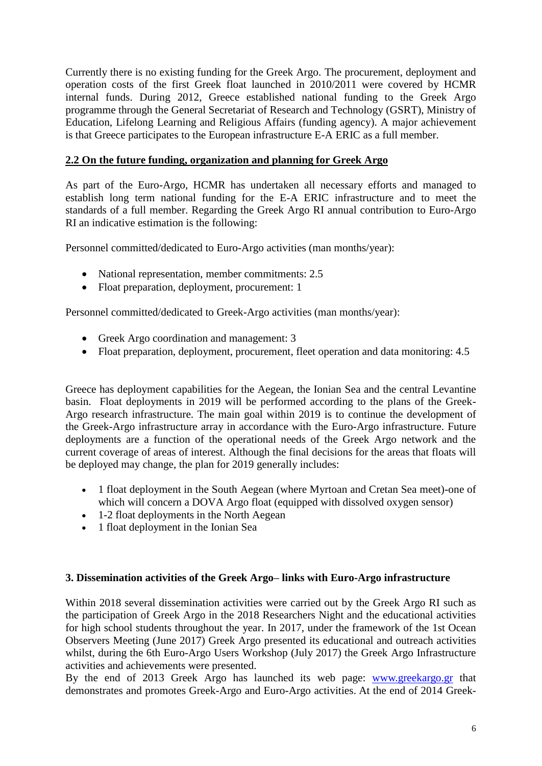Currently there is no existing funding for the Greek Argo. The procurement, deployment and operation costs of the first Greek float launched in 2010/2011 were covered by HCMR internal funds. During 2012, Greece established national funding to the Greek Argo programme through the General Secretariat of Research and Technology (GSRT), Ministry of Education, Lifelong Learning and Religious Affairs (funding agency). A major achievement is that Greece participates to the European infrastructure E-A ERIC as a full member.

## 2.2 On the future funding, organization and planning for Greek Argo

As part of the Euro-Argo, HCMR has undertaken all necessary efforts and managed to establish long term national funding for the E-A ERIC infrastructure and to meet the standards of a full member. Regarding the Greek Argo RI annual contribution to Euro-Argo RI an indicative estimation is the following:

Personnel committed/dedicated to Euro-Argo activities (man months/year):

- National representation, member commitments: 2.5
- Float preparation, deployment, procurement: 1

Personnel committed/dedicated to Greek-Argo activities (man months/year):

- Greek Argo coordination and management: 3
- Float preparation, deployment, procurement, fleet operation and data monitoring: 4.5

Greece has deployment capabilities for the Aegean, the Ionian Sea and the central Levantine basin. Float deployments in 2019 will be performed according to the plans of the Greek-Argo research infrastructure. The main goal within 2019 is to continue the development of the Greek-Argo infrastructure array in accordance with the Euro-Argo infrastructure. Future deployments are a function of the operational needs of the Greek Argo network and the current coverage of areas of interest. Although the final decisions for the areas that floats will be deployed may change, the plan for 2019 generally includes:

- 1 float deployment in the South Aegean (where Myrtoan and Cretan Sea meet)-one of which will concern a DOVA Argo float (equipped with dissolved oxygen sensor)
- 1-2 float deployments in the North Aegean
- 1 float deployment in the Ionian Sea

## 3. Dissemination activities of the Greek Argo– links with Euro-Argo infrastructure

Within 2018 several dissemination activities were carried out by the Greek Argo RI such as the participation of Greek Argo in the 2018 Researchers Night and the educational activities for high school students throughout the year. In 2017, under the framework of the 1st Ocean Observers Meeting (June 2017) Greek Argo presented its educational and outreach activities whilst, during the 6th Euro-Argo Users Workshop (July 2017) the Greek Argo Infrastructure activities and achievements were presented.

By the end of 2013 Greek Argo has launched its web page: [www.greekargo.gr](http://www.greekargo.gr) that demonstrates and promotes Greek-Argo and Euro-Argo activities. At the end of 2014 Greek-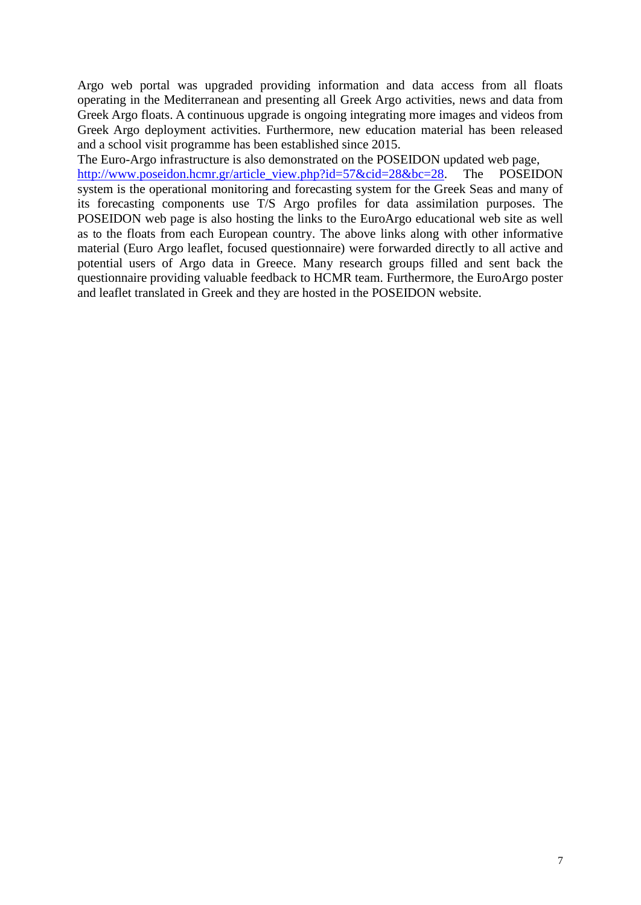Argo web portal was upgraded providing information and data access from all floats operating in the Mediterranean and presenting all Greek Argo activities, news and data from Greek Argo floats. A continuous upgrade is ongoing integrating more images and videos from Greek Argo deployment activities. Furthermore, new education material has been released and a school visit programme has been established since 2015.

The Euro-Argo infrastructure is also demonstrated on the POSEIDON updated web page, http://www.poseidon.hcmr.gr/article_view.php?id=57&cid=28&bc=28. The POSEIDON system is the operational monitoring and forecasting system for the Greek Seas and many of its forecasting components use T/S Argo profiles for data assimilation purposes. The POSEIDON web page is also hosting the links to the EuroArgo educational web site as well as to the floats from each European country. The above links along with other informative material (Euro Argo leaflet, focused questionnaire) were forwarded directly to all active and potential users of Argo data in Greece. Many research groups filled and sent back the questionnaire providing valuable feedback to HCMR team. Furthermore, the EuroArgo poster and leaflet translated in Greek and they are hosted in the POSEIDON website.